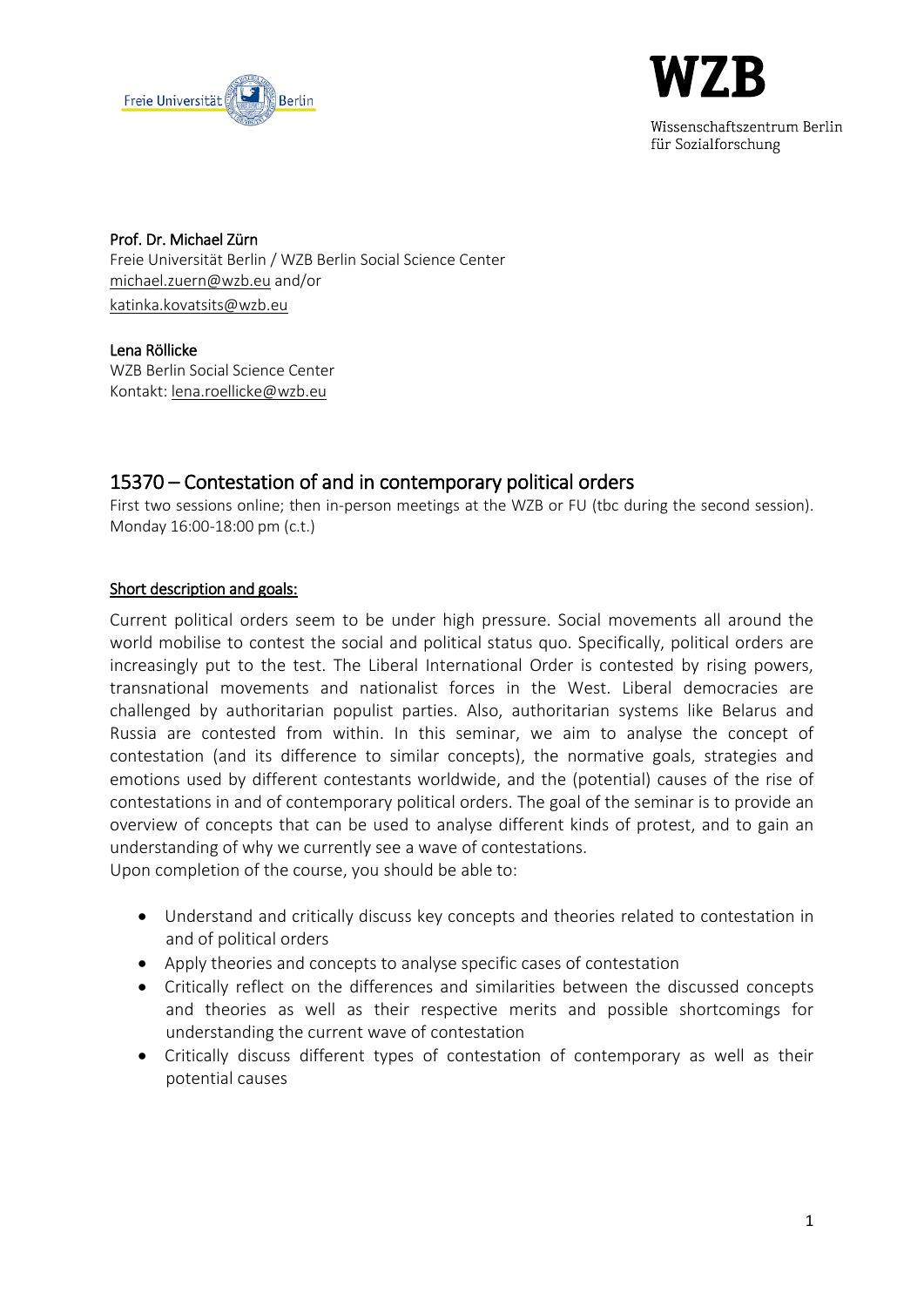**Prof. Dr. Michael Zürn**
Freie Universität Berlin / WZB Berlin Social Science Center
michael.zuern@wzb.eu and/or
katinka.kovatsits@wzb.eu

**Lena Röllicke**
WZB Berlin Social Science Center
Kontakt: lena.roellicke@wzb.eu

## 15370 – Contestation of and in contemporary political orders

First two sessions online; then in-person meetings at the WZB or FU (tbc during the second session). Monday 16:00-18:00 pm (c.t.)

### Short description and goals:

Current political orders seem to be under high pressure. Social movements all around the world mobilise to contest the social and political status quo. Specifically, political orders are increasingly put to the test. The Liberal International Order is contested by rising powers, transnational movements and nationalist forces in the West. Liberal democracies are challenged by authoritarian populist parties. Also, authoritarian systems like Belarus and Russia are contested from within. In this seminar, we aim to analyse the concept of contestation (and its difference to similar concepts), the normative goals, strategies and emotions used by different contestants worldwide, and the (potential) causes of the rise of contestations in and of contemporary political orders. The goal of the seminar is to provide an overview of concepts that can be used to analyse different kinds of protest, and to gain an understanding of why we currently see a wave of contestations.

Upon completion of the course, you should be able to:

- Understand and critically discuss key concepts and theories related to contestation in and of political orders
- Apply theories and concepts to analyse specific cases of contestation
- Critically reflect on the differences and similarities between the discussed concepts and theories as well as their respective merits and possible shortcomings for understanding the current wave of contestation
- Critically discuss different types of contestation of contemporary as well as their potential causes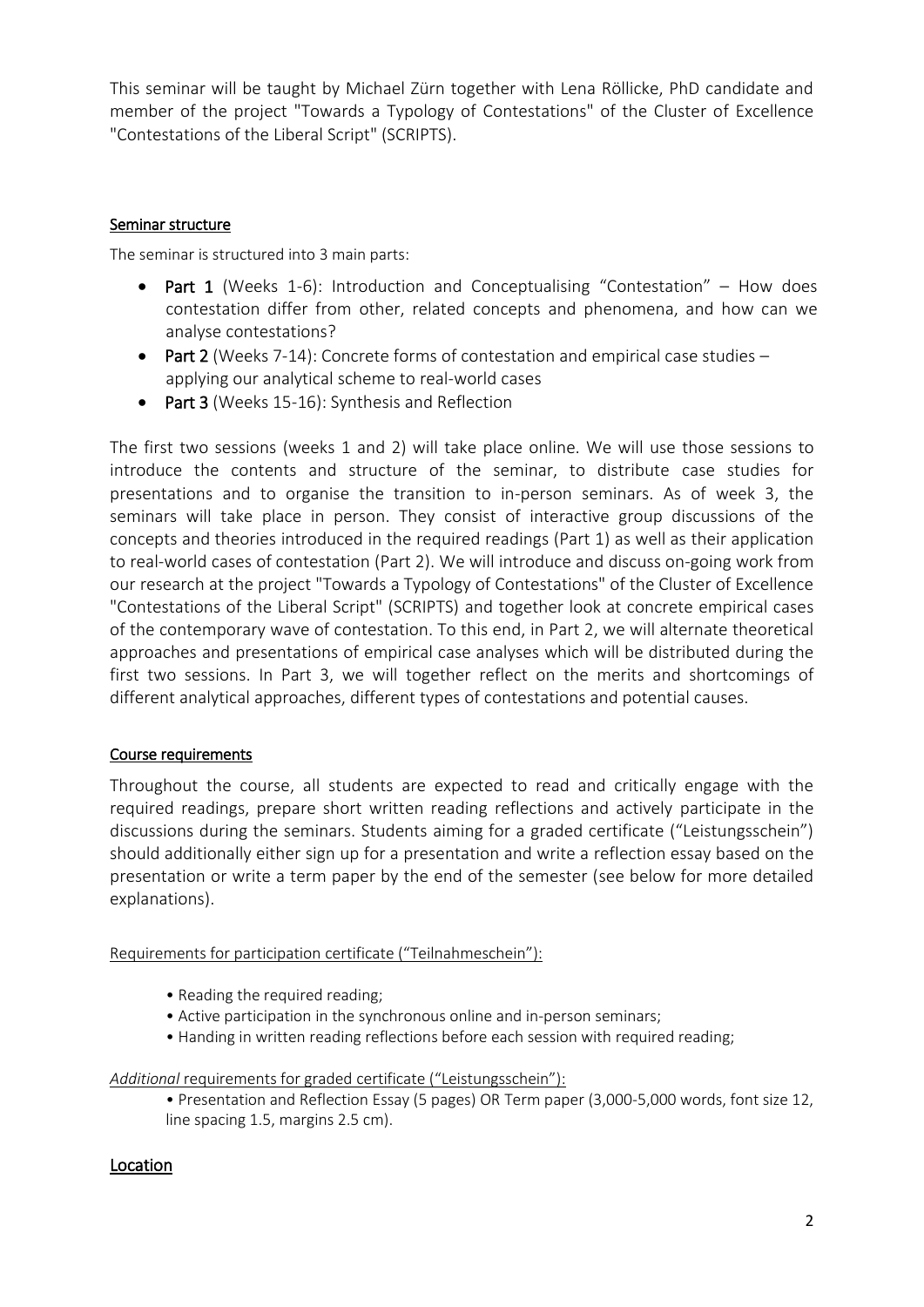This seminar will be taught by Michael Zürn together with Lena Röllicke, PhD candidate and member of the project "Towards a Typology of Contestations" of the Cluster of Excellence "Contestations of the Liberal Script" (SCRIPTS).

## Seminar structure

The seminar is structured into 3 main parts:

- **Part 1** (Weeks 1-6): Introduction and Conceptualising "Contestation" – How does contestation differ from other, related concepts and phenomena, and how can we analyse contestations?
- **Part 2** (Weeks 7-14): Concrete forms of contestation and empirical case studies – applying our analytical scheme to real-world cases
- **Part 3** (Weeks 15-16): Synthesis and Reflection

The first two sessions (weeks 1 and 2) will take place online. We will use those sessions to introduce the contents and structure of the seminar, to distribute case studies for presentations and to organise the transition to in-person seminars. As of week 3, the seminars will take place in person. They consist of interactive group discussions of the concepts and theories introduced in the required readings (Part 1) as well as their application to real-world cases of contestation (Part 2). We will introduce and discuss on-going work from our research at the project "Towards a Typology of Contestations" of the Cluster of Excellence "Contestations of the Liberal Script" (SCRIPTS) and together look at concrete empirical cases of the contemporary wave of contestation. To this end, in Part 2, we will alternate theoretical approaches and presentations of empirical case analyses which will be distributed during the first two sessions. In Part 3, we will together reflect on the merits and shortcomings of different analytical approaches, different types of contestations and potential causes.

## Course requirements

Throughout the course, all students are expected to read and critically engage with the required readings, prepare short written reading reflections and actively participate in the discussions during the seminars. Students aiming for a graded certificate ("Leistungsschein") should additionally either sign up for a presentation and write a reflection essay based on the presentation or write a term paper by the end of the semester (see below for more detailed explanations).

### Requirements for participation certificate ("Teilnahmeschein"):

- Reading the required reading;
- Active participation in the synchronous online and in-person seminars;
- Handing in written reading reflections before each session with required reading;

### *Additional* requirements for graded certificate ("Leistungsschein"):

- Presentation and Reflection Essay (5 pages) OR Term paper (3,000-5,000 words, font size 12, line spacing 1.5, margins 2.5 cm).

## Location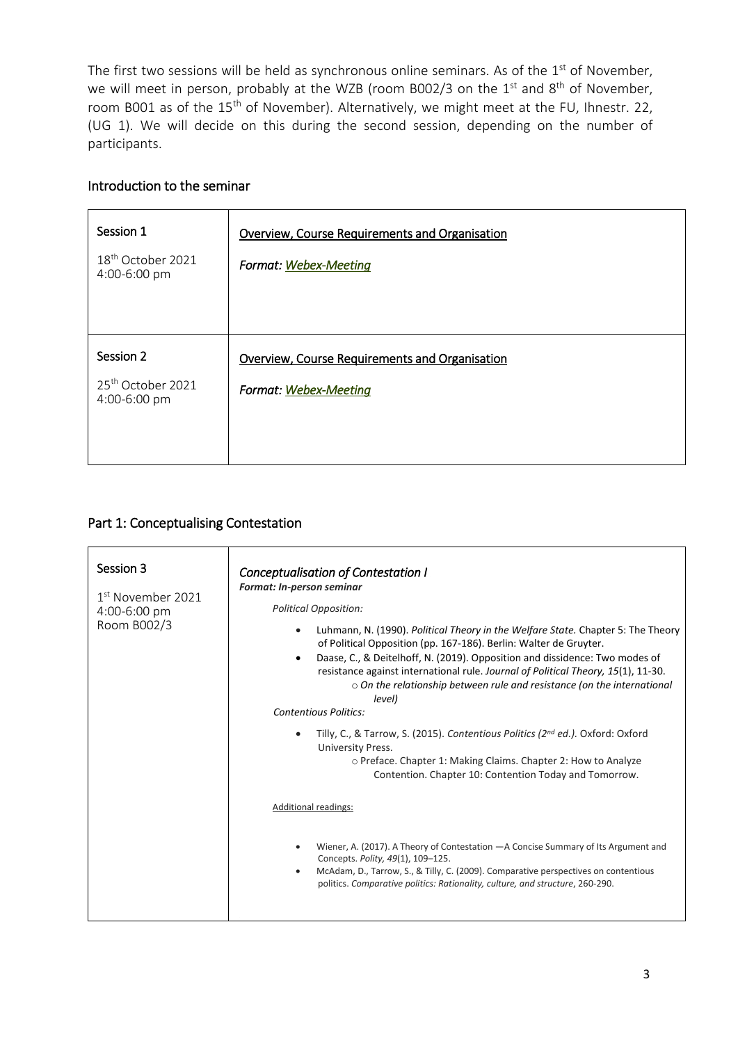The first two sessions will be held as synchronous online seminars. As of the 1st of November, we will meet in person, probably at the WZB (room B002/3 on the 1st and 8th of November, room B001 as of the 15th of November). Alternatively, we might meet at the FU, Ihnestr. 22, (UG 1). We will decide on this during the second session, depending on the number of participants.

## Introduction to the seminar

| Session | Content |
|---|---|
| **Session 1**<br>18th October 2021<br>4:00-6:00 pm | **Overview, Course Requirements and Organisation**<br>*Format: Webex-Meeting* |
| **Session 2**<br>25th October 2021<br>4:00-6:00 pm | **Overview, Course Requirements and Organisation**<br>*Format: Webex-Meeting* |

## Part 1: Conceptualising Contestation

| Session | Content |
|---|---|
| **Session 3**<br>1st November 2021<br>4:00-6:00 pm<br>Room B002/3 | ***Conceptualisation of Contestation I***<br>***Format: In-person seminar***<br>*Political Opposition:*<br>• Luhmann, N. (1990). *Political Theory in the Welfare State.* Chapter 5: The Theory of Political Opposition (pp. 167-186). Berlin: Walter de Gruyter.<br>• Daase, C., & Deitelhoff, N. (2019). Opposition and dissidence: Two modes of resistance against international rule. *Journal of Political Theory, 15*(1), 11-30.<br>  ○ *On the relationship between rule and resistance (on the international level)*<br>*Contentious Politics:*<br>• Tilly, C., & Tarrow, S. (2015). *Contentious Politics (2nd ed.).* Oxford: Oxford University Press.<br>  ○ Preface. Chapter 1: Making Claims. Chapter 2: How to Analyze Contention. Chapter 10: Contention Today and Tomorrow.<br><br>Additional readings:<br>• Wiener, A. (2017). A Theory of Contestation —A Concise Summary of Its Argument and Concepts. *Polity, 49*(1), 109–125.<br>• McAdam, D., Tarrow, S., & Tilly, C. (2009). Comparative perspectives on contentious politics. *Comparative politics: Rationality, culture, and structure*, 260-290. |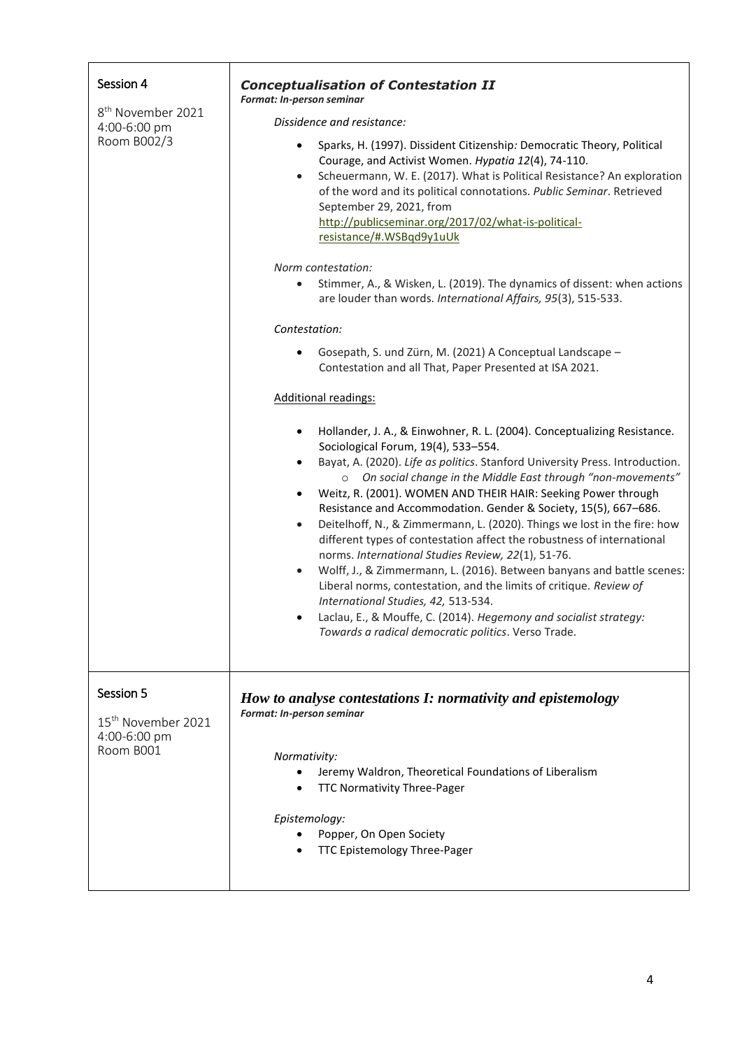| Session | Content |
| --- | --- |
| **Session 4**<br><br>8th November 2021<br>4:00-6:00 pm<br>Room B002/3 | ***Conceptualisation of Contestation II***<br>***Format: In-person seminar***<br><br>*Dissidence and resistance:*<br>• Sparks, H. (1997). Dissident Citizenship*:* Democratic Theory, Political Courage, and Activist Women. *Hypatia 12*(4), 74-110.<br>• Scheuermann, W. E. (2017). What is Political Resistance? An exploration of the word and its political connotations. *Public Seminar*. Retrieved September 29, 2021, from http://publicseminar.org/2017/02/what-is-political-resistance/#.WSBqd9y1uUk<br><br>*Norm contestation:*<br>• Stimmer, A., & Wisken, L. (2019). The dynamics of dissent: when actions are louder than words. *International Affairs, 95*(3), 515-533.<br><br>*Contestation:*<br>• Gosepath, S. und Zürn, M. (2021) A Conceptual Landscape – Contestation and all That, Paper Presented at ISA 2021.<br><br>Additional readings:<br>• Hollander, J. A., & Einwohner, R. L. (2004). Conceptualizing Resistance. Sociological Forum, 19(4), 533–554.<br>• Bayat, A. (2020). *Life as politics*. Stanford University Press. Introduction.<br>&nbsp;&nbsp;&nbsp;&nbsp;o *On social change in the Middle East through "non-movements"*<br>• Weitz, R. (2001). WOMEN AND THEIR HAIR: Seeking Power through Resistance and Accommodation. Gender & Society, 15(5), 667–686.<br>• Deitelhoff, N., & Zimmermann, L. (2020). Things we lost in the fire: how different types of contestation affect the robustness of international norms. *International Studies Review, 22*(1), 51-76.<br>• Wolff, J., & Zimmermann, L. (2016). Between banyans and battle scenes: Liberal norms, contestation, and the limits of critique. *Review of International Studies, 42,* 513-534.<br>• Laclau, E., & Mouffe, C. (2014). *Hegemony and socialist strategy: Towards a radical democratic politics*. Verso Trade. |
| **Session 5**<br><br>15th November 2021<br>4:00-6:00 pm<br>Room B001 | ***How to analyse contestations I: normativity and epistemology***<br>***Format: In-person seminar***<br><br>*Normativity:*<br>• Jeremy Waldron, Theoretical Foundations of Liberalism<br>• TTC Normativity Three-Pager<br><br>*Epistemology:*<br>• Popper, On Open Society<br>• TTC Epistemology Three-Pager |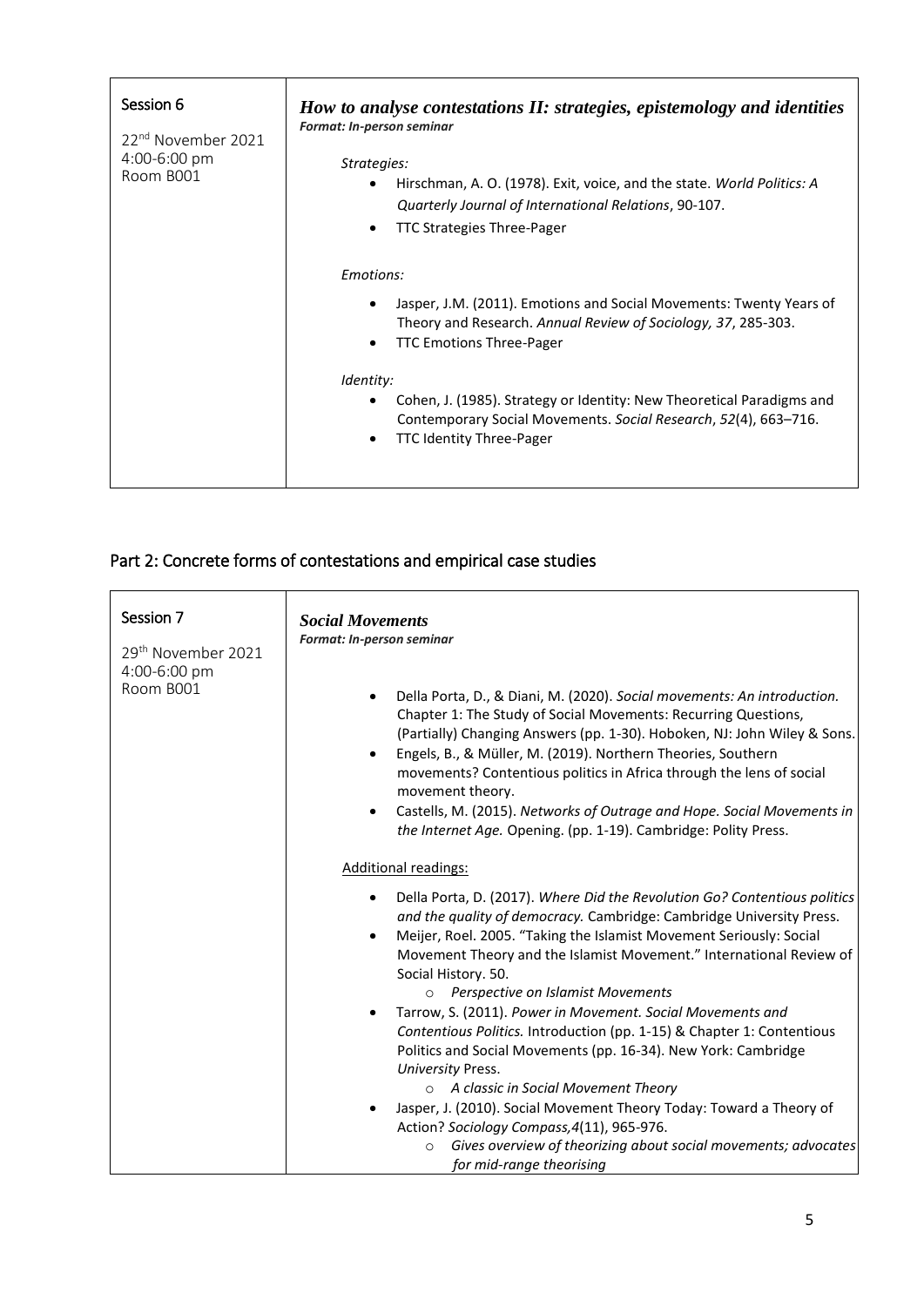| Session 6 | ***How to analyse contestations II: strategies, epistemology and identities*** |
|---|---|
| 22nd November 2021<br>4:00-6:00 pm<br>Room B001 | ***Format: In-person seminar***<br><br>*Strategies:*<br>• Hirschman, A. O. (1978). Exit, voice, and the state. *World Politics: A Quarterly Journal of International Relations*, 90-107.<br>• TTC Strategies Three-Pager<br><br>*Emotions:*<br>• Jasper, J.M. (2011). Emotions and Social Movements: Twenty Years of Theory and Research. *Annual Review of Sociology, 37*, 285-303.<br>• TTC Emotions Three-Pager<br><br>*Identity:*<br>• Cohen, J. (1985). Strategy or Identity: New Theoretical Paradigms and Contemporary Social Movements. *Social Research*, *52*(4), 663–716.<br>• TTC Identity Three-Pager |

## Part 2: Concrete forms of contestations and empirical case studies

| Session 7 | ***Social Movements*** |
|---|---|
| 29th November 2021<br>4:00-6:00 pm<br>Room B001 | ***Format: In-person seminar***<br><br>• Della Porta, D., & Diani, M. (2020). *Social movements: An introduction.* Chapter 1: The Study of Social Movements: Recurring Questions, (Partially) Changing Answers (pp. 1-30). Hoboken, NJ: John Wiley & Sons.<br>• Engels, B., & Müller, M. (2019). Northern Theories, Southern movements? Contentious politics in Africa through the lens of social movement theory.<br>• Castells, M. (2015). *Networks of Outrage and Hope. Social Movements in the Internet Age.* Opening. (pp. 1-19). Cambridge: Polity Press.<br><br>Additional readings:<br>• Della Porta, D. (2017). *Where Did the Revolution Go? Contentious politics and the quality of democracy.* Cambridge: Cambridge University Press.<br>• Meijer, Roel. 2005. "Taking the Islamist Movement Seriously: Social Movement Theory and the Islamist Movement." International Review of Social History. 50.<br>  ○ *Perspective on Islamist Movements*<br>• Tarrow, S. (2011). *Power in Movement. Social Movements and Contentious Politics.* Introduction (pp. 1-15) & Chapter 1: Contentious Politics and Social Movements (pp. 16-34). New York: Cambridge *University* Press.<br>  ○ *A classic in Social Movement Theory*<br>• Jasper, J. (2010). Social Movement Theory Today: Toward a Theory of Action? *Sociology Compass,4*(11), 965-976.<br>  ○ *Gives overview of theorizing about social movements; advocates for mid-range theorising* |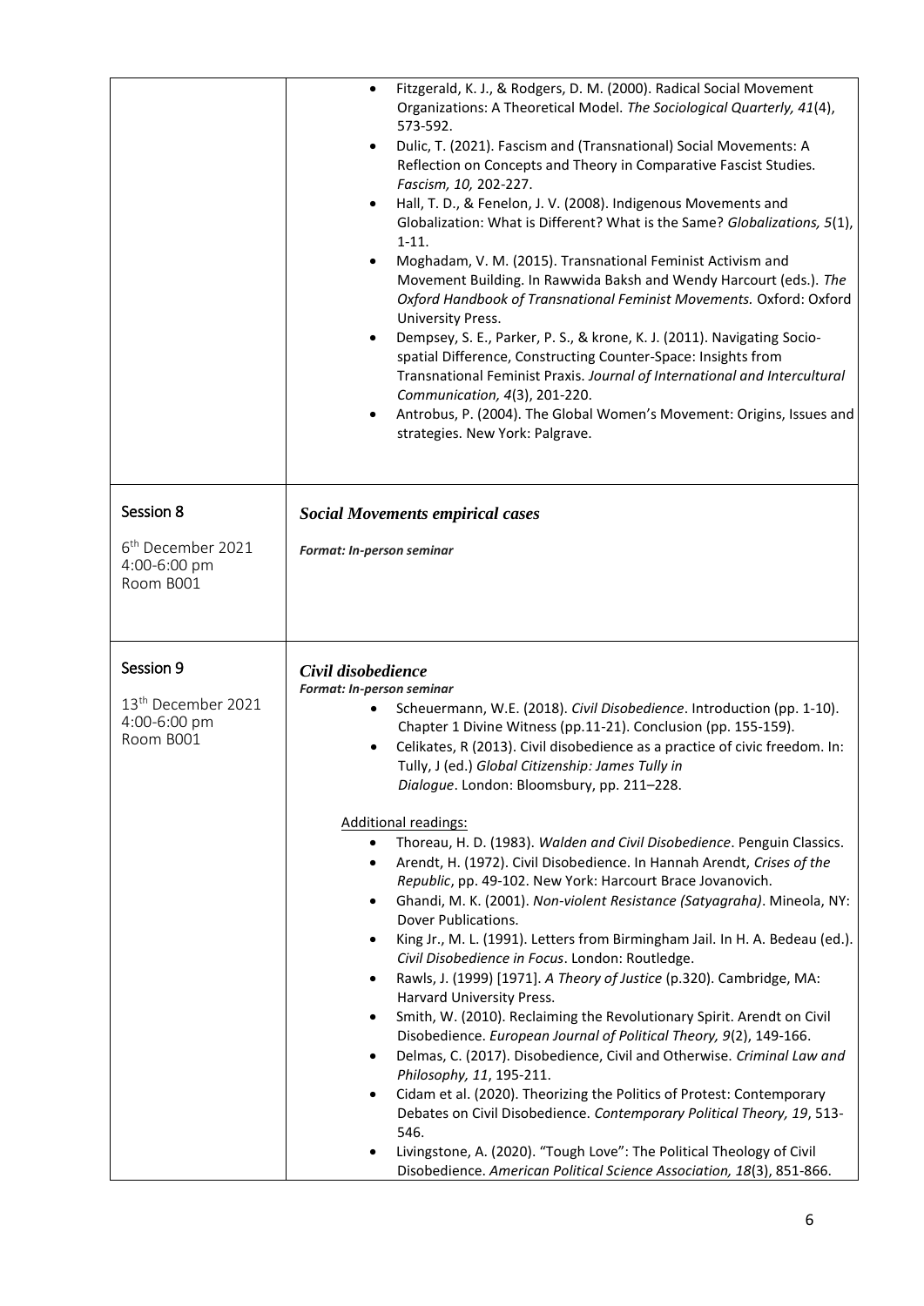| | |
|---|---|
| | • Fitzgerald, K. J., & Rodgers, D. M. (2000). Radical Social Movement Organizations: A Theoretical Model. *The Sociological Quarterly, 41*(4), 573-592.<br>• Dulic, T. (2021). Fascism and (Transnational) Social Movements: A Reflection on Concepts and Theory in Comparative Fascist Studies. *Fascism, 10,* 202-227.<br>• Hall, T. D., & Fenelon, J. V. (2008). Indigenous Movements and Globalization: What is Different? What is the Same? *Globalizations, 5*(1), 1-11.<br>• Moghadam, V. M. (2015). Transnational Feminist Activism and Movement Building. In Rawwida Baksh and Wendy Harcourt (eds.). *The Oxford Handbook of Transnational Feminist Movements.* Oxford: Oxford University Press.<br>• Dempsey, S. E., Parker, P. S., & krone, K. J. (2011). Navigating Socio-spatial Difference, Constructing Counter-Space: Insights from Transnational Feminist Praxis. *Journal of International and Intercultural Communication, 4*(3), 201-220.<br>• Antrobus, P. (2004). The Global Women's Movement: Origins, Issues and strategies. New York: Palgrave. |
| Session 8<br><br>6th December 2021<br>4:00-6:00 pm<br>Room B001 | ***Social Movements empirical cases***<br><br>***Format: In-person seminar*** |
| Session 9<br><br>13th December 2021<br>4:00-6:00 pm<br>Room B001 | ***Civil disobedience***<br>***Format: In-person seminar***<br>• Scheuermann, W.E. (2018). *Civil Disobedience*. Introduction (pp. 1-10). Chapter 1 Divine Witness (pp.11-21). Conclusion (pp. 155-159).<br>• Celikates, R (2013). Civil disobedience as a practice of civic freedom. In: Tully, J (ed.) *Global Citizenship: James Tully in Dialogue*. London: Bloomsbury, pp. 211–228.<br><br>Additional readings:<br>• Thoreau, H. D. (1983). *Walden and Civil Disobedience*. Penguin Classics.<br>• Arendt, H. (1972). Civil Disobedience. In Hannah Arendt, *Crises of the Republic*, pp. 49-102. New York: Harcourt Brace Jovanovich.<br>• Ghandi, M. K. (2001). *Non-violent Resistance (Satyagraha)*. Mineola, NY: Dover Publications.<br>• King Jr., M. L. (1991). Letters from Birmingham Jail. In H. A. Bedeau (ed.). *Civil Disobedience in Focus*. London: Routledge.<br>• Rawls, J. (1999) [1971]. *A Theory of Justice* (p.320). Cambridge, MA: Harvard University Press.<br>• Smith, W. (2010). Reclaiming the Revolutionary Spirit. Arendt on Civil Disobedience. *European Journal of Political Theory, 9*(2), 149-166.<br>• Delmas, C. (2017). Disobedience, Civil and Otherwise. *Criminal Law and Philosophy, 11*, 195-211.<br>• Cidam et al. (2020). Theorizing the Politics of Protest: Contemporary Debates on Civil Disobedience. *Contemporary Political Theory, 19*, 513-546.<br>• Livingstone, A. (2020). "Tough Love": The Political Theology of Civil Disobedience. *American Political Science Association, 18*(3), 851-866. |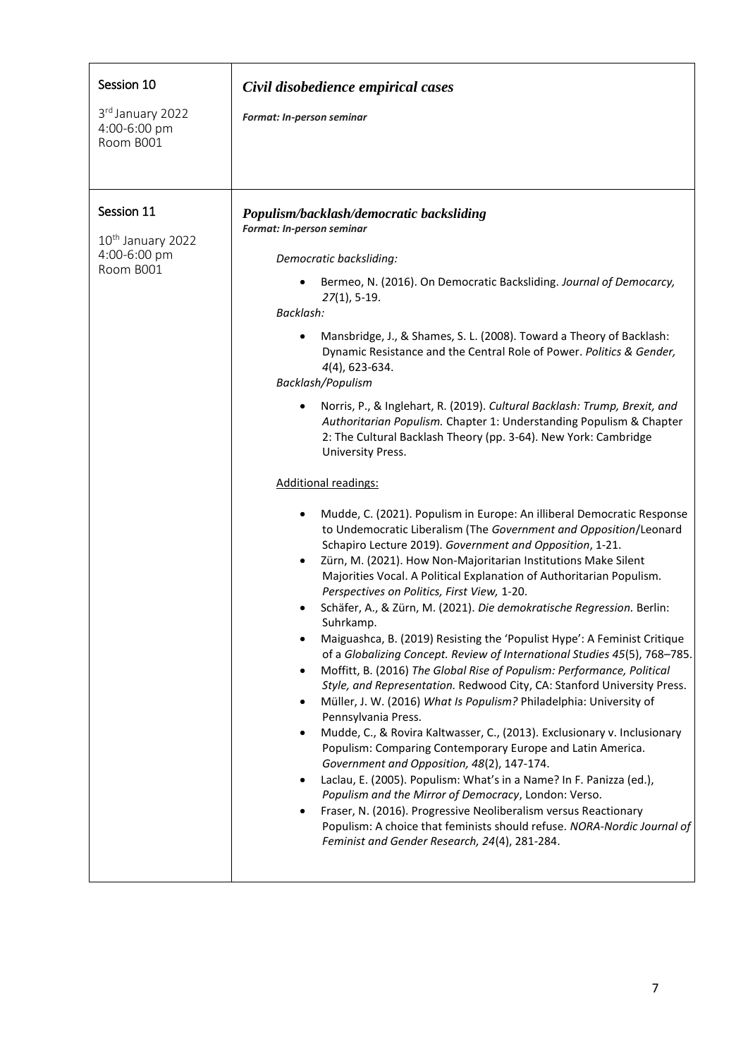| | |
|---|---|
| **Session 10**<br><br>3rd January 2022<br>4:00-6:00 pm<br>Room B001 | ***Civil disobedience empirical cases***<br><br>***Format: In-person seminar*** |
| **Session 11**<br><br>10th January 2022<br>4:00-6:00 pm<br>Room B001 | ***Populism/backlash/democratic backsliding***<br>***Format: In-person seminar***<br><br>*Democratic backsliding:*<br>• Bermeo, N. (2016). On Democratic Backsliding. *Journal of Democarcy, 27*(1), 5-19.<br><br>*Backlash:*<br>• Mansbridge, J., & Shames, S. L. (2008). Toward a Theory of Backlash: Dynamic Resistance and the Central Role of Power. *Politics & Gender, 4*(4), 623-634.<br><br>*Backlash/Populism*<br>• Norris, P., & Inglehart, R. (2019). *Cultural Backlash: Trump, Brexit, and Authoritarian Populism.* Chapter 1: Understanding Populism & Chapter 2: The Cultural Backlash Theory (pp. 3-64). New York: Cambridge University Press.<br><br>Additional readings:<br>• Mudde, C. (2021). Populism in Europe: An illiberal Democratic Response to Undemocratic Liberalism (The *Government and Opposition*/Leonard Schapiro Lecture 2019). *Government and Opposition*, 1-21.<br>• Zürn, M. (2021). How Non-Majoritarian Institutions Make Silent Majorities Vocal. A Political Explanation of Authoritarian Populism. *Perspectives on Politics, First View,* 1-20.<br>• Schäfer, A., & Zürn, M. (2021). *Die demokratische Regression.* Berlin: Suhrkamp.<br>• Maiguashca, B. (2019) Resisting the 'Populist Hype': A Feminist Critique of a *Globalizing Concept. Review of International Studies 45*(5), 768–785.<br>• Moffitt, B. (2016) *The Global Rise of Populism: Performance, Political Style, and Representation.* Redwood City, CA: Stanford University Press.<br>• Müller, J. W. (2016) *What Is Populism?* Philadelphia: University of Pennsylvania Press.<br>• Mudde, C., & Rovira Kaltwasser, C., (2013). Exclusionary v. Inclusionary Populism: Comparing Contemporary Europe and Latin America. *Government and Opposition, 48*(2), 147-174.<br>• Laclau, E. (2005). Populism: What's in a Name? In F. Panizza (ed.), *Populism and the Mirror of Democracy*, London: Verso.<br>• Fraser, N. (2016). Progressive Neoliberalism versus Reactionary Populism: A choice that feminists should refuse. *NORA-Nordic Journal of Feminist and Gender Research, 24*(4), 281-284. |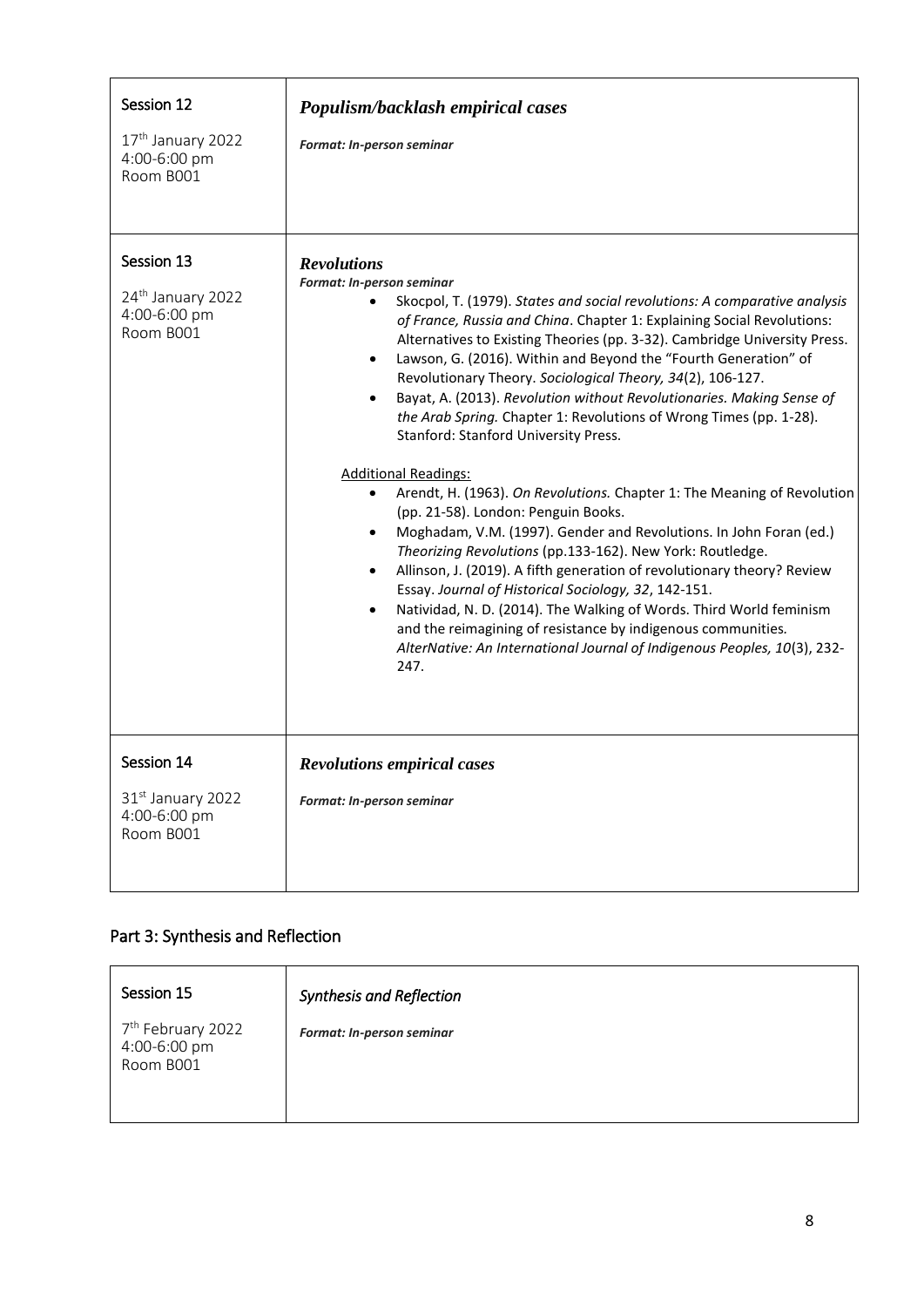| Session 12<br><br>17th January 2022<br>4:00-6:00 pm<br>Room B001 | ***Populism/backlash empirical cases***<br><br>***Format: In-person seminar*** |
|---|---|
| Session 13<br><br>24th January 2022<br>4:00-6:00 pm<br>Room B001 | ***Revolutions***<br>***Format: In-person seminar***<br>• Skocpol, T. (1979). *States and social revolutions: A comparative analysis of France, Russia and China*. Chapter 1: Explaining Social Revolutions: Alternatives to Existing Theories (pp. 3-32). Cambridge University Press.<br>• Lawson, G. (2016). Within and Beyond the "Fourth Generation" of Revolutionary Theory. *Sociological Theory, 34*(2), 106-127.<br>• Bayat, A. (2013). *Revolution without Revolutionaries. Making Sense of the Arab Spring.* Chapter 1: Revolutions of Wrong Times (pp. 1-28). Stanford: Stanford University Press.<br><br><u>Additional Readings:</u><br>• Arendt, H. (1963). *On Revolutions.* Chapter 1: The Meaning of Revolution (pp. 21-58). London: Penguin Books.<br>• Moghadam, V.M. (1997). Gender and Revolutions. In John Foran (ed.) *Theorizing Revolutions* (pp.133-162). New York: Routledge.<br>• Allinson, J. (2019). A fifth generation of revolutionary theory? Review Essay. *Journal of Historical Sociology, 32*, 142-151.<br>• Natividad, N. D. (2014). The Walking of Words. Third World feminism and the reimagining of resistance by indigenous communities. *AlterNative: An International Journal of Indigenous Peoples, 10*(3), 232-247. |
| Session 14<br><br>31st January 2022<br>4:00-6:00 pm<br>Room B001 | ***Revolutions empirical cases***<br><br>***Format: In-person seminar*** |

## Part 3: Synthesis and Reflection

| Session 15<br><br>7th February 2022<br>4:00-6:00 pm<br>Room B001 | *Synthesis and Reflection*<br><br>***Format: In-person seminar*** |
|---|---|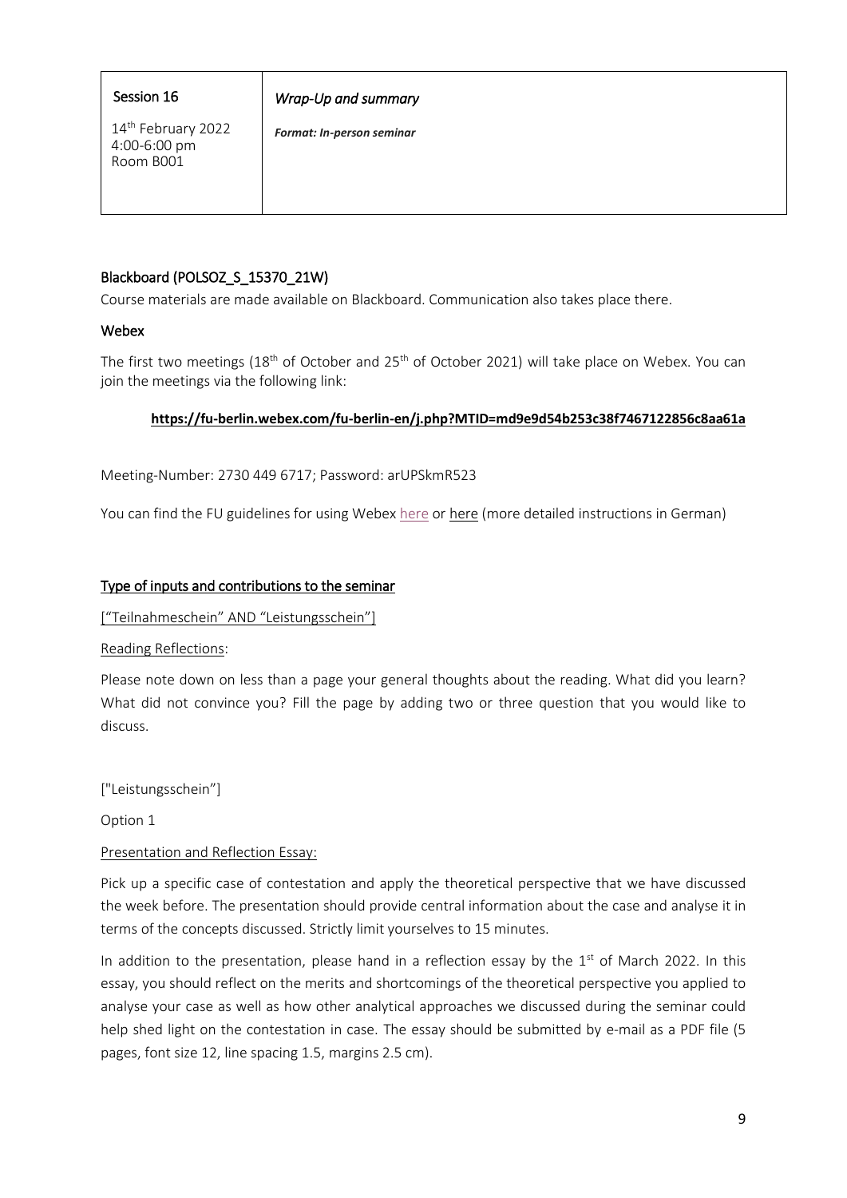| Session 16 | *Wrap-Up and summary* |
| --- | --- |
| 14th February 2022<br>4:00-6:00 pm<br>Room B001 | ***Format: In-person seminar*** |

## Blackboard (POLSOZ_S_15370_21W)

Course materials are made available on Blackboard. Communication also takes place there.

## Webex

The first two meetings (18th of October and 25th of October 2021) will take place on Webex. You can join the meetings via the following link:

**https://fu-berlin.webex.com/fu-berlin-en/j.php?MTID=md9e9d54b253c38f7467122856c8aa61a**

Meeting-Number: 2730 449 6717; Password: arUPSkmR523

You can find the FU guidelines for using Webex here or here (more detailed instructions in German)

## Type of inputs and contributions to the seminar

["Teilnahmeschein" AND "Leistungsschein"]

Reading Reflections:

Please note down on less than a page your general thoughts about the reading. What did you learn? What did not convince you? Fill the page by adding two or three question that you would like to discuss.

["Leistungsschein"]

Option 1

Presentation and Reflection Essay:

Pick up a specific case of contestation and apply the theoretical perspective that we have discussed the week before. The presentation should provide central information about the case and analyse it in terms of the concepts discussed. Strictly limit yourselves to 15 minutes.

In addition to the presentation, please hand in a reflection essay by the 1st of March 2022. In this essay, you should reflect on the merits and shortcomings of the theoretical perspective you applied to analyse your case as well as how other analytical approaches we discussed during the seminar could help shed light on the contestation in case. The essay should be submitted by e-mail as a PDF file (5 pages, font size 12, line spacing 1.5, margins 2.5 cm).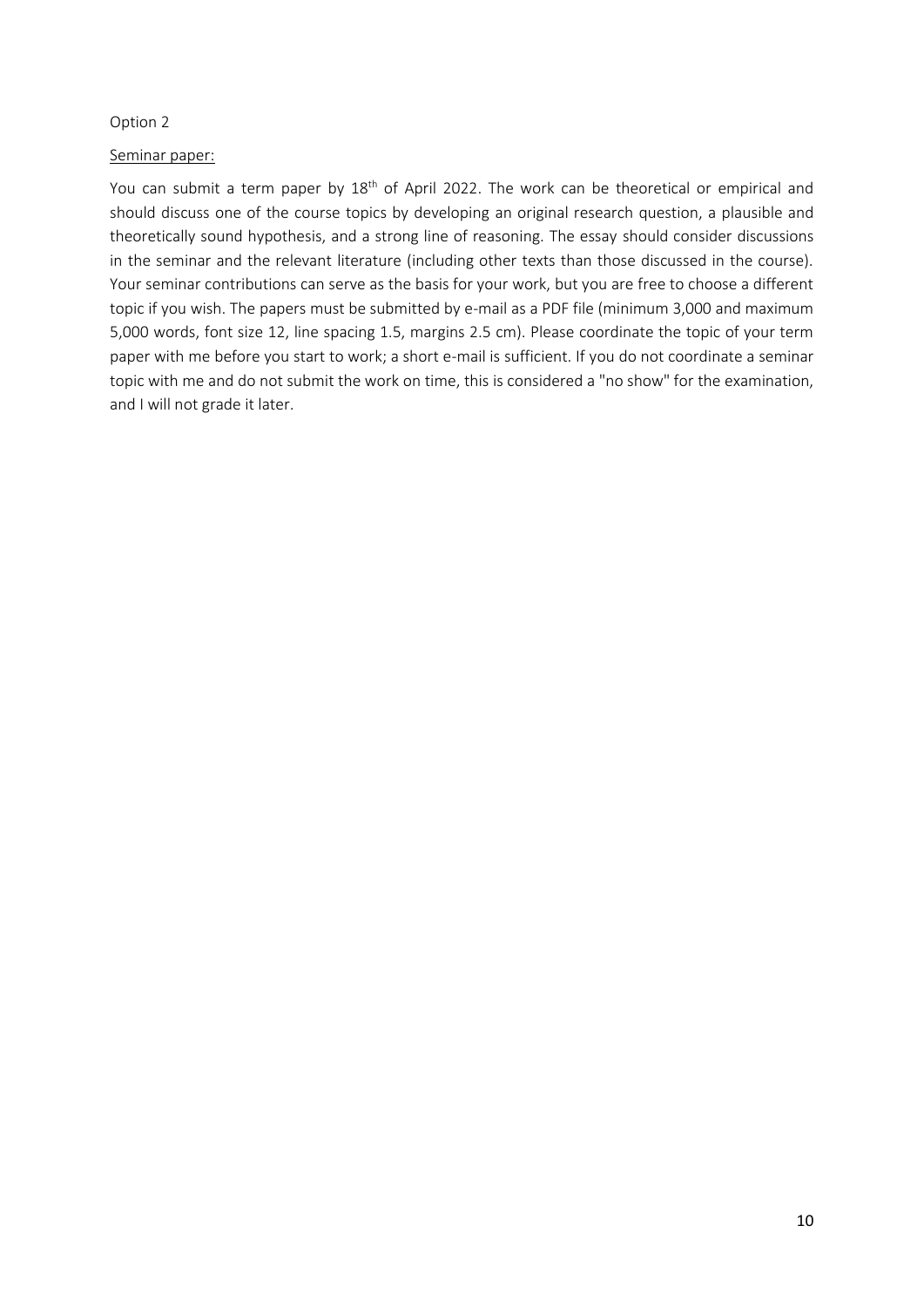Option 2

Seminar paper:

You can submit a term paper by 18th of April 2022. The work can be theoretical or empirical and should discuss one of the course topics by developing an original research question, a plausible and theoretically sound hypothesis, and a strong line of reasoning. The essay should consider discussions in the seminar and the relevant literature (including other texts than those discussed in the course). Your seminar contributions can serve as the basis for your work, but you are free to choose a different topic if you wish. The papers must be submitted by e-mail as a PDF file (minimum 3,000 and maximum 5,000 words, font size 12, line spacing 1.5, margins 2.5 cm). Please coordinate the topic of your term paper with me before you start to work; a short e-mail is sufficient. If you do not coordinate a seminar topic with me and do not submit the work on time, this is considered a "no show" for the examination, and I will not grade it later.